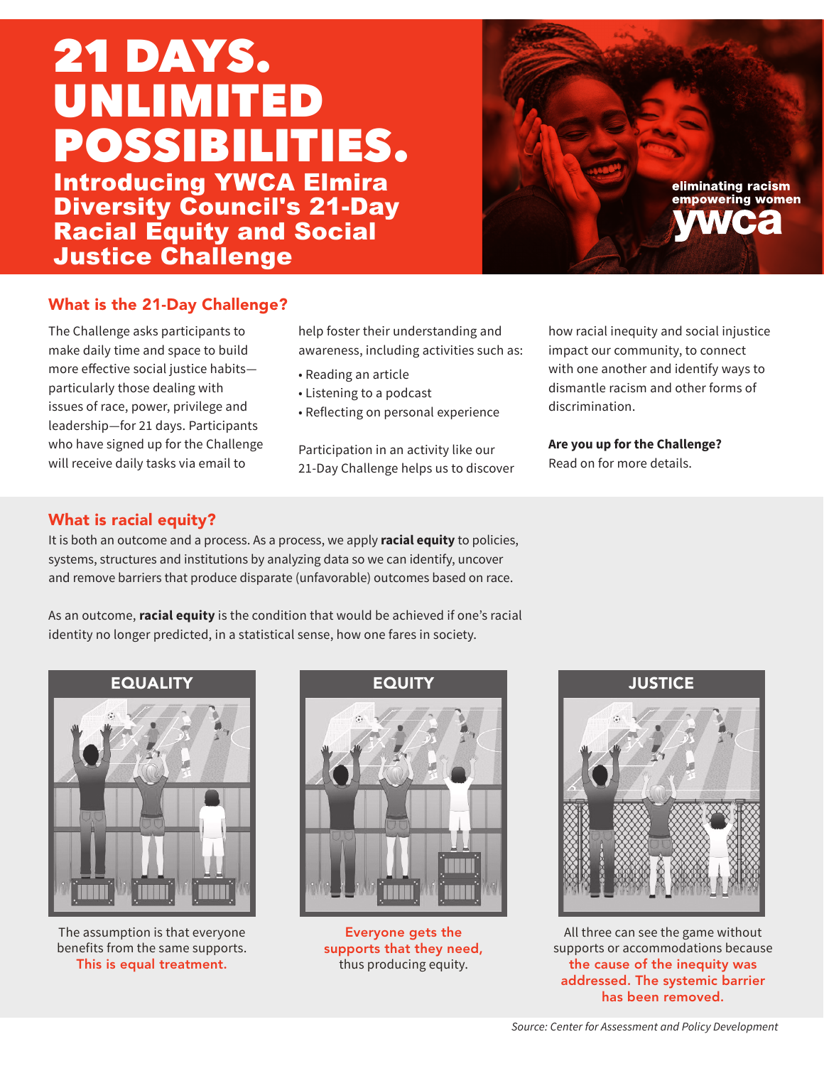# 21 DAYS. UNLIMITED POSSIBILITIES.

## Introducing YWCA Elmira Diversity Council's 21-Day Racial Equity and Social Justice Challenge

eliminating racism
empowering women
ywca

### What is the 21-Day Challenge?

The Challenge asks participants to make daily time and space to build more effective social justice habits—particularly those dealing with issues of race, power, privilege and leadership—for 21 days. Participants who have signed up for the Challenge will receive daily tasks via email to help foster their understanding and awareness, including activities such as:

- Reading an article
- Listening to a podcast
- Reflecting on personal experience

Participation in an activity like our 21-Day Challenge helps us to discover how racial inequity and social injustice impact our community, to connect with one another and identify ways to dismantle racism and other forms of discrimination.

**Are you up for the Challenge?**
Read on for more details.

### What is racial equity?

It is both an outcome and a process. As a process, we apply **racial equity** to policies, systems, structures and institutions by analyzing data so we can identify, uncover and remove barriers that produce disparate (unfavorable) outcomes based on race.

As an outcome, **racial equity** is the condition that would be achieved if one's racial identity no longer predicted, in a statistical sense, how one fares in society.

**EQUALITY**

The assumption is that everyone benefits from the same supports. This is equal treatment.

**EQUITY**

Everyone gets the supports that they need, thus producing equity.

**JUSTICE**

All three can see the game without supports or accommodations because the cause of the inequity was addressed. The systemic barrier has been removed.

*Source: Center for Assessment and Policy Development*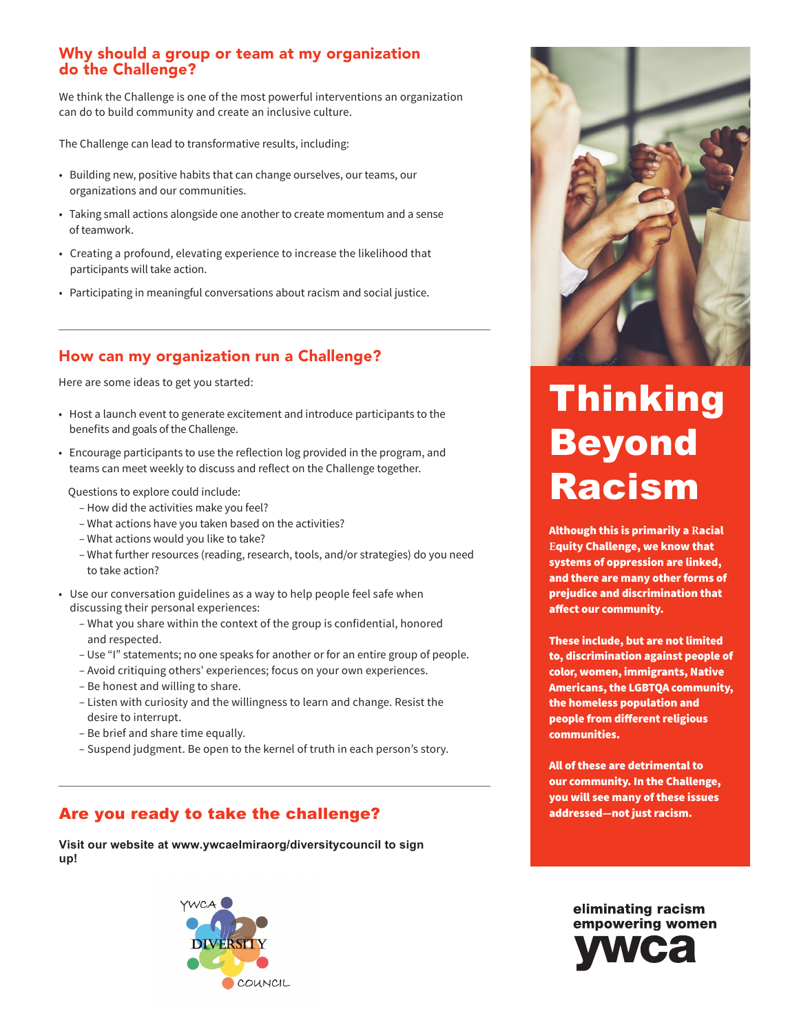## Why should a group or team at my organization do the Challenge?

We think the Challenge is one of the most powerful interventions an organization can do to build community and create an inclusive culture.

The Challenge can lead to transformative results, including:

- Building new, positive habits that can change ourselves, our teams, our organizations and our communities.
- Taking small actions alongside one another to create momentum and a sense of teamwork.
- Creating a profound, elevating experience to increase the likelihood that participants will take action.
- Participating in meaningful conversations about racism and social justice.

---

## How can my organization run a Challenge?

Here are some ideas to get you started:

- Host a launch event to generate excitement and introduce participants to the benefits and goals of the Challenge.
- Encourage participants to use the reflection log provided in the program, and teams can meet weekly to discuss and reflect on the Challenge together.

  Questions to explore could include:
  - How did the activities make you feel?
  - What actions have you taken based on the activities?
  - What actions would you like to take?
  - What further resources (reading, research, tools, and/or strategies) do you need to take action?

- Use our conversation guidelines as a way to help people feel safe when discussing their personal experiences:
  - What you share within the context of the group is confidential, honored and respected.
  - Use "I" statements; no one speaks for another or for an entire group of people.
  - Avoid critiquing others' experiences; focus on your own experiences.
  - Be honest and willing to share.
  - Listen with curiosity and the willingness to learn and change. Resist the desire to interrupt.
  - Be brief and share time equally.
  - Suspend judgment. Be open to the kernel of truth in each person's story.

---

## Are you ready to take the challenge?

**Visit our website at www.ywcaelmiraorg/diversitycouncil to sign up!**

YWCA DIVERSITY COUNCIL

# Thinking Beyond Racism

**Although this is primarily a Racial Equity Challenge, we know that systems of oppression are linked, and there are many other forms of prejudice and discrimination that affect our community.**

**These include, but are not limited to, discrimination against people of color, women, immigrants, Native Americans, the LGBTQA community, the homeless population and people from different religious communities.**

**All of these are detrimental to our community. In the Challenge, you will see many of these issues addressed—not just racism.**

eliminating racism
empowering women
ywca